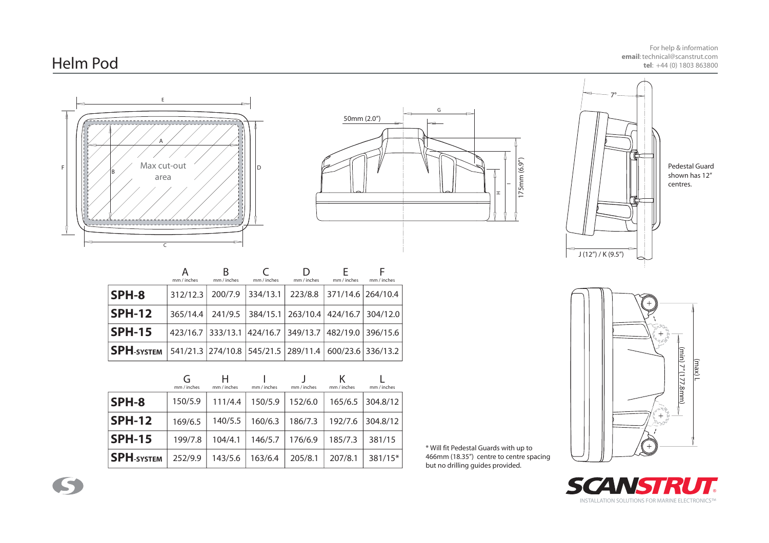# Helm Pod

For help & information
**email**: technical@scanstrut.com
**tel**: +44 (0) 1803 863800

Max cut-out area

50mm (2.0")

175mm (6.9")

7°

Pedestal Guard shown has 12" centres.

J (12") / K (9.5")

(min) 7" (177.8mm)

(max) L

| | A<br>mm / inches | B<br>mm / inches | C<br>mm / inches | D<br>mm / inches | E<br>mm / inches | F<br>mm / inches |
|---|---|---|---|---|---|---|
| **SPH-8** | 312/12.3 | 200/7.9 | 334/13.1 | 223/8.8 | 371/14.6 | 264/10.4 |
| **SPH-12** | 365/14.4 | 241/9.5 | 384/15.1 | 263/10.4 | 424/16.7 | 304/12.0 |
| **SPH-15** | 423/16.7 | 333/13.1 | 424/16.7 | 349/13.7 | 482/19.0 | 396/15.6 |
| **SPH-SYSTEM** | 541/21.3 | 274/10.8 | 545/21.5 | 289/11.4 | 600/23.6 | 336/13.2 |

| | G<br>mm / inches | H<br>mm / inches | I<br>mm / inches | J<br>mm / inches | K<br>mm / inches | L<br>mm / inches |
|---|---|---|---|---|---|---|
| **SPH-8** | 150/5.9 | 111/4.4 | 150/5.9 | 152/6.0 | 165/6.5 | 304.8/12 |
| **SPH-12** | 169/6.5 | 140/5.5 | 160/6.3 | 186/7.3 | 192/7.6 | 304.8/12 |
| **SPH-15** | 199/7.8 | 104/4.1 | 146/5.7 | 176/6.9 | 185/7.3 | 381/15 |
| **SPH-SYSTEM** | 252/9.9 | 143/5.6 | 163/6.4 | 205/8.1 | 207/8.1 | 381/15* |

* Will fit Pedestal Guards with up to 466mm (18.35") centre to centre spacing but no drilling guides provided.

SCANSTRUT®
INSTALLATION SOLUTIONS FOR MARINE ELECTRONICS™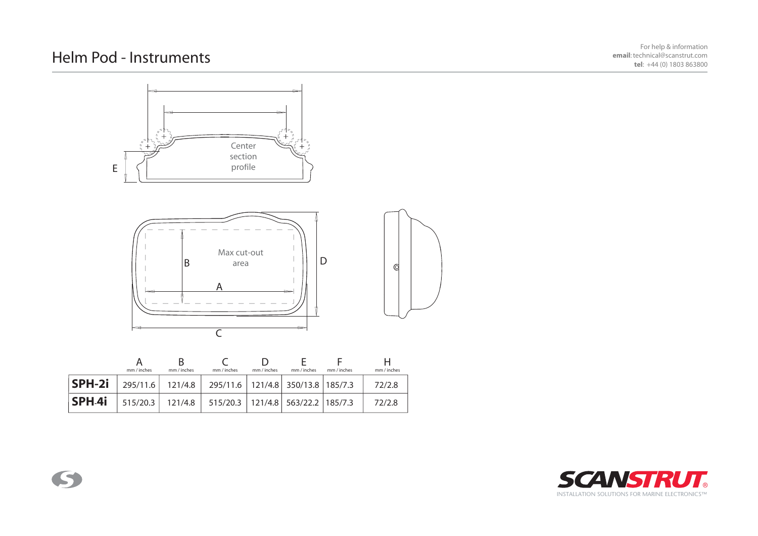# Helm Pod - Instruments

For help & information
**email**: technical@scanstrut.com
**tel**: +44 (0) 1803 863800

Center section profile

E

Max cut-out area

B

A

D

C

| | A mm / inches | B mm / inches | C mm / inches | D mm / inches | E mm / inches | F mm / inches | H mm / inches |
|---|---|---|---|---|---|---|---|
| **SPH-2i** | 295/11.6 | 121/4.8 | 295/11.6 | 121/4.8 | 350/13.8 | 185/7.3 | 72/2.8 |
| **SPH-4i** | 515/20.3 | 121/4.8 | 515/20.3 | 121/4.8 | 563/22.2 | 185/7.3 | 72/2.8 |

SCANSTRUT®
INSTALLATION SOLUTIONS FOR MARINE ELECTRONICS™